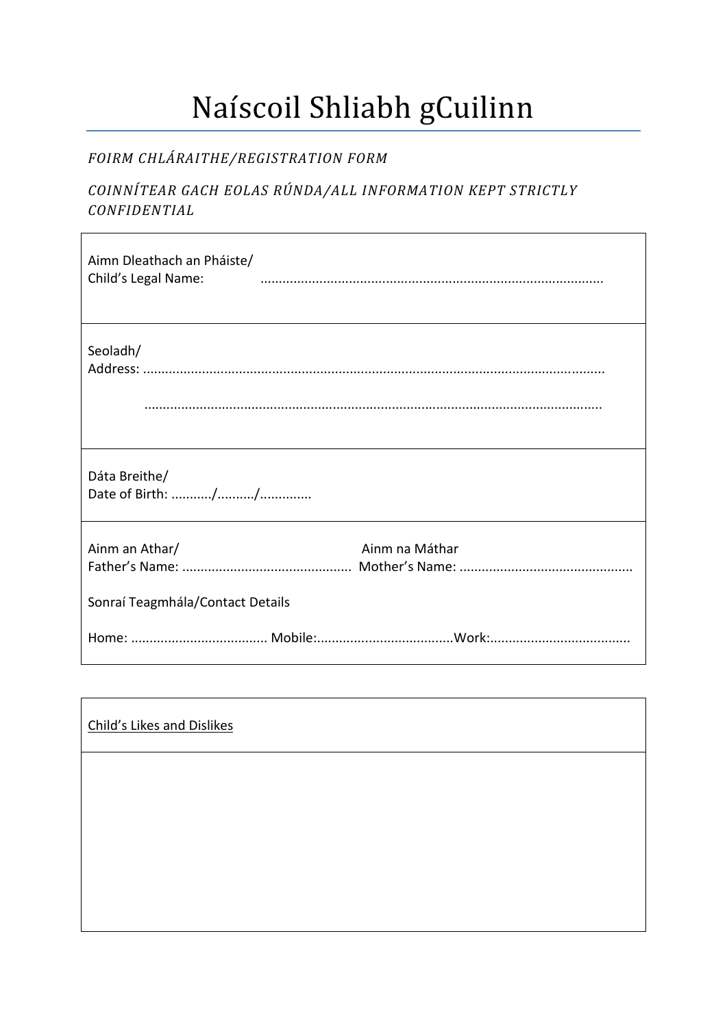# Naíscoil Shliabh gCuilinn

*FOIRM CHLÁRAITHE/REGISTRATION FORM*

*COINNÍTEAR GACH EOLAS RÚNDA/ALL INFORMATION KEPT STRICTLY CONFIDENTIAL*

Aimn Dleathach an Pháiste/
Child's Legal Name: ............................................................................................

Seoladh/
Address: ..........................................................................................................................

..........................................................................................................................

Dáta Breithe/
Date of Birth: .........../........../.............

Ainm an Athar/
Father's Name: .............................................

Ainm na Máthar
Mother's Name: ..............................................

Sonraí Teagmhála/Contact Details

Home: .................................... Mobile:....................................Work:.....................................

<u>Child's Likes and Dislikes</u>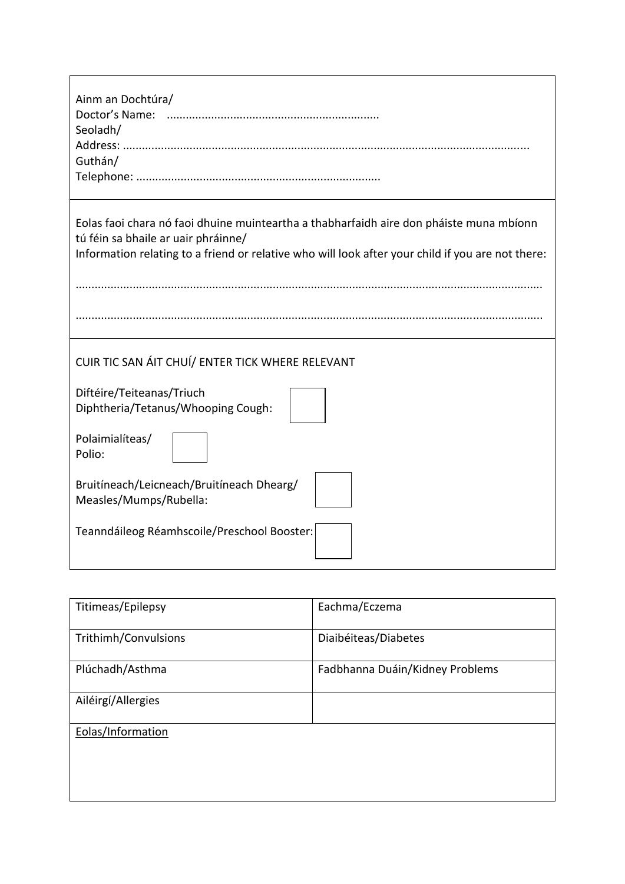Ainm an Dochtúra/
Doctor's Name: ..................................................................
Seoladh/
Address: ..............................................................................................................................
Guthán/
Telephone: ............................................................................

Eolas faoi chara nó faoi dhuine muinteartha a thabharfaidh aire don pháiste muna mbíonn tú féin sa bhaile ar uair phráinne/
Information relating to a friend or relative who will look after your child if you are not there:

..................................................................................................................................................

..................................................................................................................................................

CUIR TIC SAN ÁIT CHUÍ/ ENTER TICK WHERE RELEVANT

Diftéire/Teiteanas/Triuch
Diphtheria/Tetanus/Whooping Cough: ☐

Polaimialíteas/
Polio: ☐

Bruitíneach/Leicneach/Bruitíneach Dhearg/
Measles/Mumps/Rubella: ☐

Teanndáileog Réamhscoile/Preschool Booster: ☐

| Titimeas/Epilepsy | Eachma/Eczema |
|---|---|
| Trithimh/Convulsions | Diaibéiteas/Diabetes |
| Plúchadh/Asthma | Fadbhanna Duáin/Kidney Problems |
| Ailéirgí/Allergies | |
| Eolas/Information | |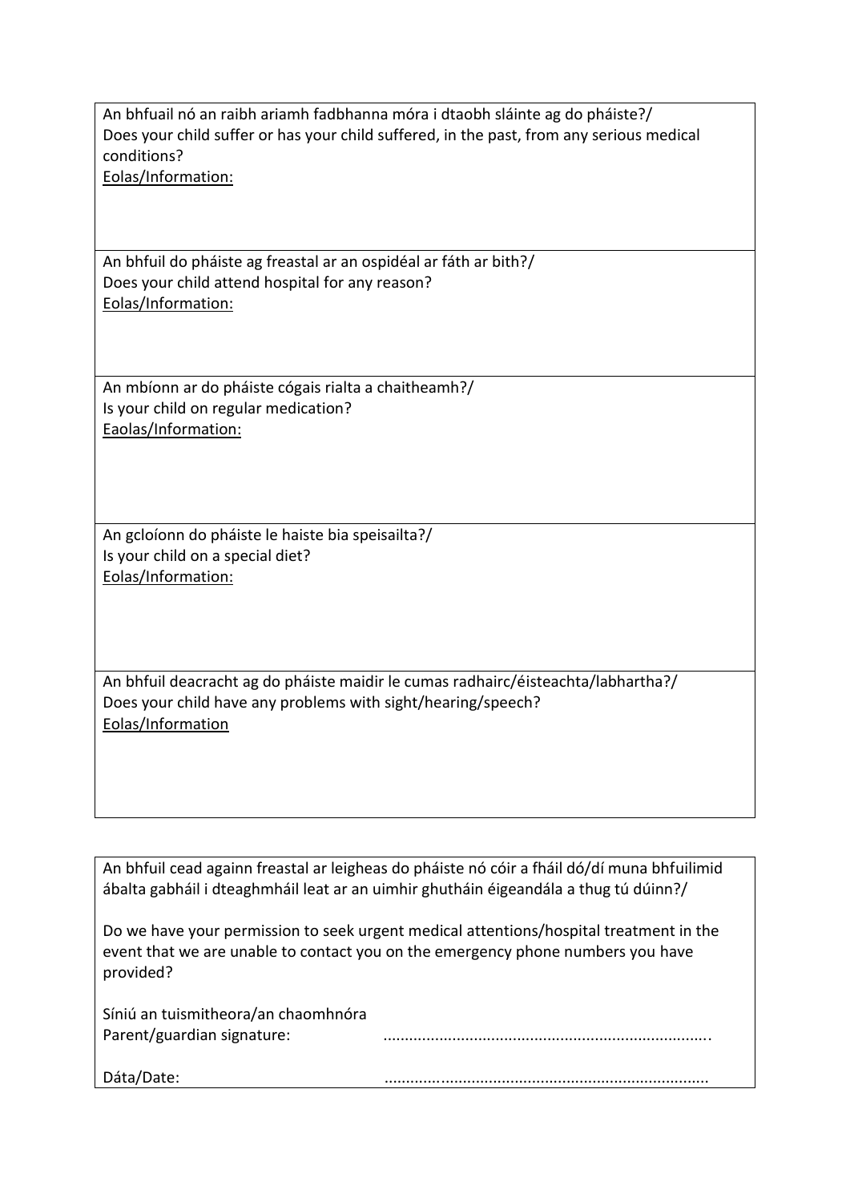An bhfuail nó an raibh ariamh fadbhanna móra i dtaobh sláinte ag do pháiste?/
Does your child suffer or has your child suffered, in the past, from any serious medical conditions?
<u>Eolas/Information:</u>

An bhfuil do pháiste ag freastal ar an ospidéal ar fáth ar bith?/
Does your child attend hospital for any reason?
<u>Eolas/Information:</u>

An mbíonn ar do pháiste cógais rialta a chaitheamh?/
Is your child on regular medication?
<u>Eaolas/Information:</u>

An gcloíonn do pháiste le haiste bia speisailta?/
Is your child on a special diet?
<u>Eolas/Information:</u>

An bhfuil deacracht ag do pháiste maidir le cumas radhairc/éisteachta/labhartha?/
Does your child have any problems with sight/hearing/speech?
<u>Eolas/Information</u>

An bhfuil cead againn freastal ar leigheas do pháiste nó cóir a fháil dó/dí muna bhfuilimid ábalta gabháil i dteaghmháil leat ar an uimhir ghutháin éigeandála a thug tú dúinn?/

Do we have your permission to seek urgent medical attentions/hospital treatment in the event that we are unable to contact you on the emergency phone numbers you have provided?

Síniú an tuismitheora/an chaomhnóra
Parent/guardian signature: ...........................................................................

Dáta/Date: ...........................................................................